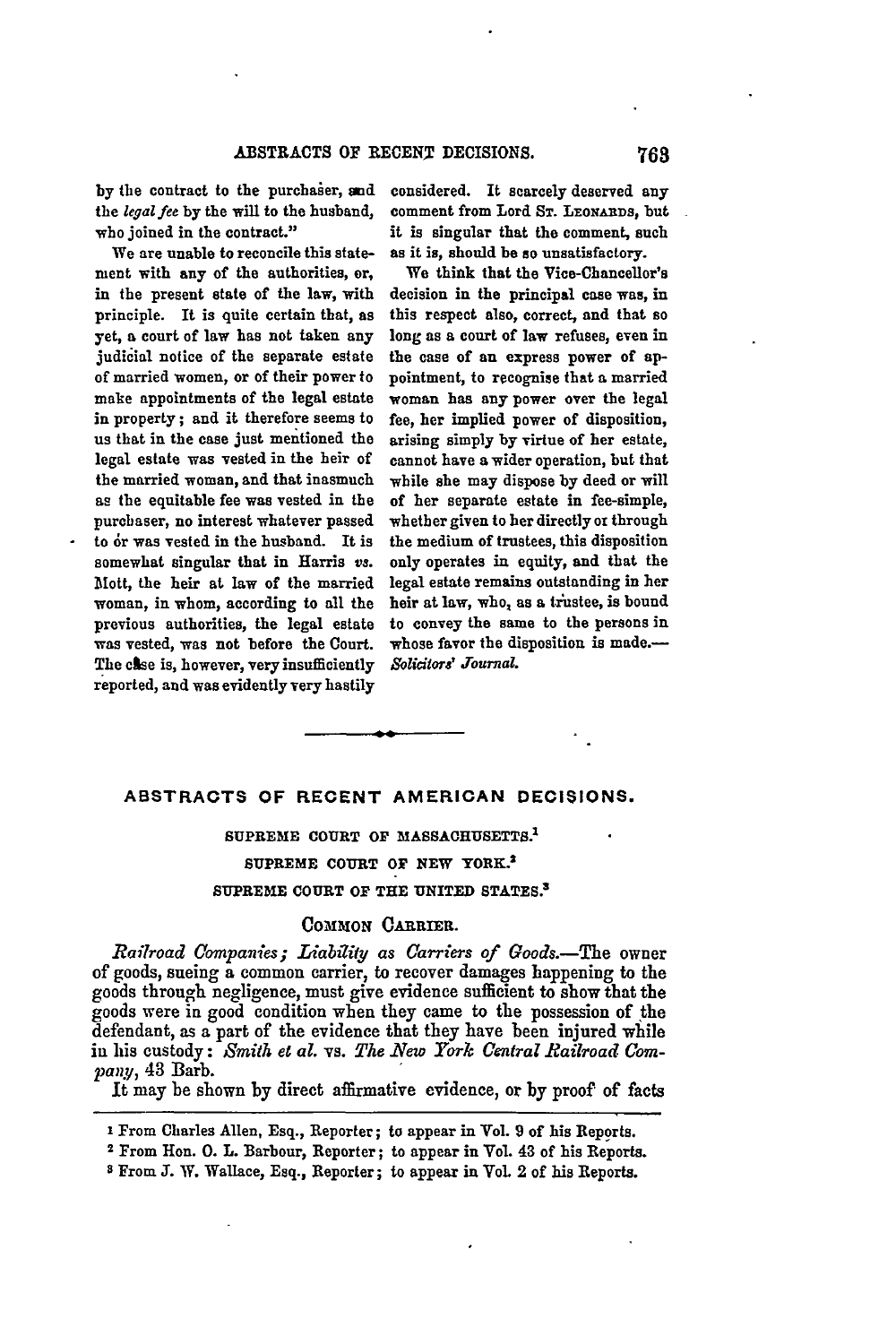by the contract to the purchaser, and the *legal fee* by the will to the husband, who joined in the contract."

We are unable to reconcile this statement with any of the authorities, or, in the present state of the law, with principle. It is quite certain that, as yet, a court of law has not taken any judicial notice of the separate estate of married women, or of their power to make appointments of the legal estate in property; and it therefore seems to us that in the case just mentioned the legal estate was vested in the heir of the married woman, and that inasmuch as the equitable fee was vested in the purchaser, no interest whatever passed to or was vested in the husband. It is somewhat singular that in Harris *vs.* Mott, the heir at law of the married woman, in whom, according to all the previous authorities, the legal estate was vested, was not before the Court. The case is, however, very insufficiently reported, and was evidently very hastily considered. It scarcely deserved any comment from Lord St. Leonards, but it is singular that the comment, such as it is, should be so unsatisfactory.

We think that the Vice-Chancellor's decision in the principal case was, in this respect also, correct, and that so long as a court of law refuses, even in the case of an express power of appointment, to recognise that a married woman has any power over the legal fee, her implied power of disposition, arising simply by virtue of her estate, cannot have a wider operation, but that while she may dispose by deed or will of her separate estate in fee-simple, whether given to her directly or through the medium of trustees, this disposition only operates in equity, and that the legal estate remains outstanding in her heir at law, who, as a trustee, is bound to convey the same to the persons in whose favor the disposition is made.—*Solicitors' Journal.*

---

## ABSTRACTS OF RECENT AMERICAN DECISIONS.

### SUPREME COURT OF MASSACHUSETTS.[1]

### SUPREME COURT OF NEW YORK.[2]

### SUPREME COURT OF THE UNITED STATES.[3]

### Common Carrier.

*Railroad Companies; Liability as Carriers of Goods.*—The owner of goods, sueing a common carrier, to recover damages happening to the goods through negligence, must give evidence sufficient to show that the goods were in good condition when they came to the possession of the defendant, as a part of the evidence that they have been injured while in his custody: *Smith et al.* vs. *The New York Central Railroad Company*, 43 Barb.

It may be shown by direct affirmative evidence, or by proof of facts

---

[1] From Charles Allen, Esq., Reporter; to appear in Vol. 9 of his Reports.

[2] From Hon. O. L. Barbour, Reporter; to appear in Vol. 43 of his Reports.

[3] From J. W. Wallace, Esq., Reporter; to appear in Vol. 2 of his Reports.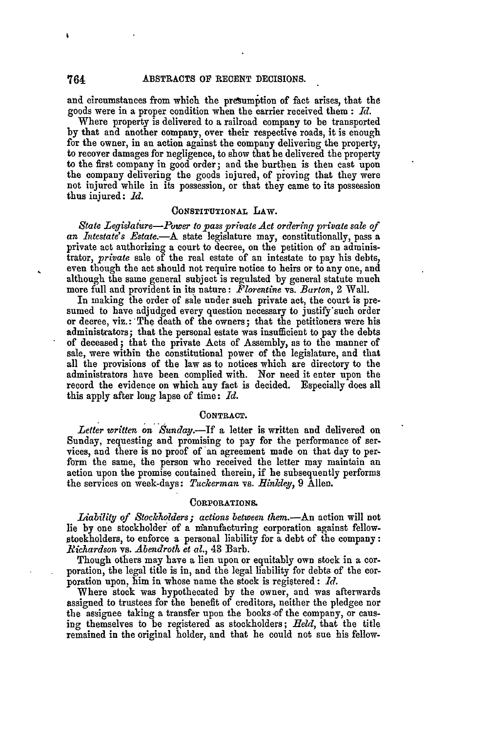and circumstances from which the presumption of fact arises, that the goods were in a proper condition when the carrier received them: *Id.*

Where property is delivered to a railroad company to be transported by that and another company, over their respective roads, it is enough for the owner, in an action against the company delivering the property, to recover damages for negligence, to show that he delivered the property to the first company in good order; and the burthen is then cast upon the company delivering the goods injured, of proving that they were not injured while in its possession, or that they came to its possession thus injured: *Id.*

## CONSTITUTIONAL LAW.

*State Legislature—Power to pass private Act ordering private sale of an Intestate's Estate.*—A state legislature may, constitutionally, pass a private act authorizing a court to decree, on the petition of an administrator, *private* sale of the real estate of an intestate to pay his debts, even though the act should not require notice to heirs or to any one, and although the same general subject is regulated by general statute much more full and provident in its nature: *Florentine* vs. *Barton*, 2 Wall.

In making the order of sale under such private act, the court is presumed to have adjudged every question necessary to justify such order or decree, viz.: The death of the owners; that the petitioners were his administrators; that the personal estate was insufficient to pay the debts of deceased; that the private Acts of Assembly, as to the manner of sale, were within the constitutional power of the legislature, and that all the provisions of the law as to notices which are directory to the administrators have been complied with. Nor need it enter upon the record the evidence on which any fact is decided. Especially does all this apply after long lapse of time: *Id.*

## CONTRACT.

*Letter written on Sunday.*—If a letter is written and delivered on Sunday, requesting and promising to pay for the performance of services, and there is no proof of an agreement made on that day to perform the same, the person who received the letter may maintain an action upon the promise contained therein, if he subsequently performs the services on week-days: *Tuckerman* vs. *Hinkley*, 9 Allen.

## CORPORATIONS.

*Liability of Stockholders; actions between them.*—An action will not lie by one stockholder of a manufacturing corporation against fellow-stockholders, to enforce a personal liability for a debt of the company: *Richardson* vs. *Abendroth et al.*, 43 Barb.

Though others may have a lien upon or equitably own stock in a corporation, the legal title is in, and the legal liability for debts of the corporation upon, him in whose name the stock is registered: *Id.*

Where stock was hypothecated by the owner, and was afterwards assigned to trustees for the benefit of creditors, neither the pledgee nor the assignee taking a transfer upon the books of the company, or causing themselves to be registered as stockholders; *Held*, that the title remained in the original holder, and that he could not sue his fellow-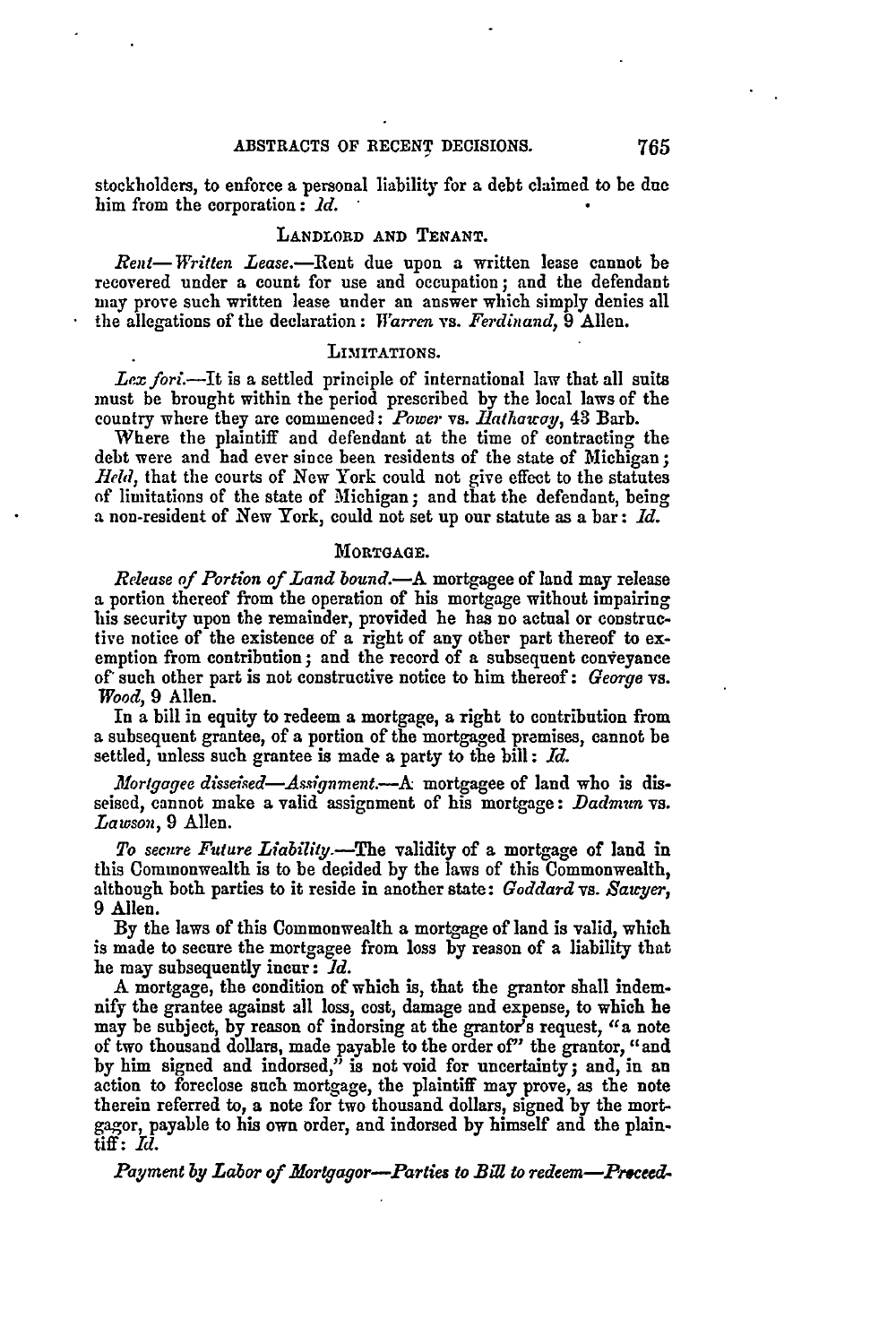stockholders, to enforce a personal liability for a debt claimed to be due him from the corporation: *Id.*

### LANDLORD AND TENANT.

*Rent—Written Lease.*—Rent due upon a written lease cannot be recovered under a count for use and occupation; and the defendant may prove such written lease under an answer which simply denies all the allegations of the declaration: *Warren* vs. *Ferdinand*, 9 Allen.

### LIMITATIONS.

*Lex fori.*—It is a settled principle of international law that all suits must be brought within the period prescribed by the local laws of the country where they are commenced: *Power* vs. *Hathaway*, 43 Barb.

Where the plaintiff and defendant at the time of contracting the debt were and had ever since been residents of the state of Michigan; *Held*, that the courts of New York could not give effect to the statutes of limitations of the state of Michigan; and that the defendant, being a non-resident of New York, could not set up our statute as a bar: *Id.*

### MORTGAGE.

*Release of Portion of Land bound.*—A mortgagee of land may release a portion thereof from the operation of his mortgage without impairing his security upon the remainder, provided he has no actual or constructive notice of the existence of a right of any other part thereof to exemption from contribution; and the record of a subsequent conveyance of such other part is not constructive notice to him thereof: *George* vs. *Wood*, 9 Allen.

In a bill in equity to redeem a mortgage, a right to contribution from a subsequent grantee, of a portion of the mortgaged premises, cannot be settled, unless such grantee is made a party to the bill: *Id.*

*Mortgagee disseised—Assignment.*—A mortgagee of land who is disseised, cannot make a valid assignment of his mortgage: *Dadmun* vs. *Lawson*, 9 Allen.

*To secure Future Liability.*—The validity of a mortgage of land in this Commonwealth is to be decided by the laws of this Commonwealth, although both parties to it reside in another state: *Goddard* vs. *Sawyer*, 9 Allen.

By the laws of this Commonwealth a mortgage of land is valid, which is made to secure the mortgagee from loss by reason of a liability that he may subsequently incur: *Id.*

A mortgage, the condition of which is, that the grantor shall indemnify the grantee against all loss, cost, damage and expense, to which he may be subject, by reason of indorsing at the grantor's request, "a note of two thousand dollars, made payable to the order of" the grantor, "and by him signed and indorsed," is not void for uncertainty; and, in an action to foreclose such mortgage, the plaintiff may prove, as the note therein referred to, a note for two thousand dollars, signed by the mortgagor, payable to his own order, and indorsed by himself and the plaintiff: *Id.*

*Payment by Labor of Mortgagor—Parties to Bill to redeem—Proceed-*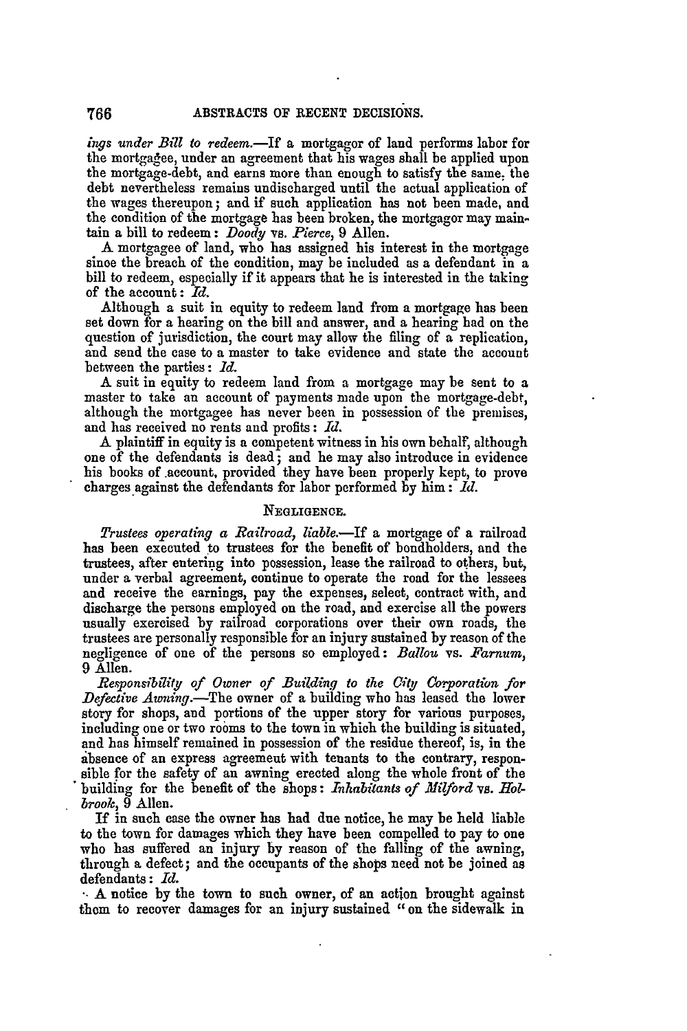*ings under Bill to redeem.*—If a mortgagor of land performs labor for the mortgagee, under an agreement that his wages shall be applied upon the mortgage-debt, and earns more than enough to satisfy the same, the debt nevertheless remains undischarged until the actual application of the wages thereupon; and if such application has not been made, and the condition of the mortgage has been broken, the mortgagor may maintain a bill to redeem: *Doody* vs. *Pierce*, 9 Allen.

A mortgagee of land, who has assigned his interest in the mortgage since the breach of the condition, may be included as a defendant in a bill to redeem, especially if it appears that he is interested in the taking of the account: *Id.*

Although a suit in equity to redeem land from a mortgage has been set down for a hearing on the bill and answer, and a hearing had on the question of jurisdiction, the court may allow the filing of a replication, and send the case to a master to take evidence and state the account between the parties: *Id.*

A suit in equity to redeem land from a mortgage may be sent to a master to take an account of payments made upon the mortgage-debt, although the mortgagee has never been in possession of the premises, and has received no rents and profits: *Id.*

A plaintiff in equity is a competent witness in his own behalf, although one of the defendants is dead; and he may also introduce in evidence his books of account, provided they have been properly kept, to prove charges against the defendants for labor performed by him: *Id.*

### NEGLIGENCE.

*Trustees operating a Railroad, liable.*—If a mortgage of a railroad has been executed to trustees for the benefit of bondholders, and the trustees, after entering into possession, lease the railroad to others, but, under a verbal agreement, continue to operate the road for the lessees and receive the earnings, pay the expenses, select, contract with, and discharge the persons employed on the road, and exercise all the powers usually exercised by railroad corporations over their own roads, the trustees are personally responsible for an injury sustained by reason of the negligence of one of the persons so employed: *Ballou* vs. *Farnum*, 9 Allen.

*Responsibility of Owner of Building to the City Corporation for Defective Awning.*—The owner of a building who has leased the lower story for shops, and portions of the upper story for various purposes, including one or two rooms to the town in which the building is situated, and has himself remained in possession of the residue thereof, is, in the absence of an express agreement with tenants to the contrary, responsible for the safety of an awning erected along the whole front of the building for the benefit of the shops: *Inhabitants of Milford* vs. *Holbrook*, 9 Allen.

If in such case the owner has had due notice, he may be held liable to the town for damages which they have been compelled to pay to one who has suffered an injury by reason of the falling of the awning, through a defect; and the occupants of the shops need not be joined as defendants: *Id.*

A notice by the town to such owner, of an action brought against them to recover damages for an injury sustained "on the sidewalk in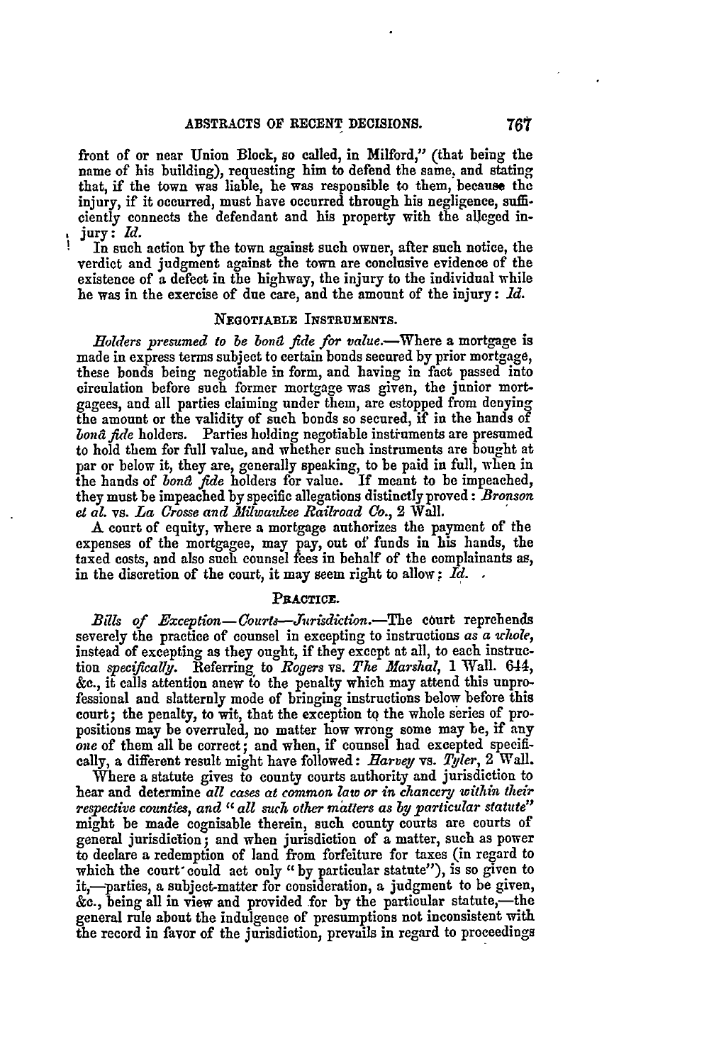front of or near Union Block, so called, in Milford," (that being the name of his building), requesting him to defend the same, and stating that, if the town was liable, he was responsible to them, because the injury, if it occurred, must have occurred through his negligence, sufficiently connects the defendant and his property with the alleged injury: *Id.*

In such action by the town against such owner, after such notice, the verdict and judgment against the town are conclusive evidence of the existence of a defect in the highway, the injury to the individual while he was in the exercise of due care, and the amount of the injury: *Id.*

### NEGOTIABLE INSTRUMENTS.

*Holders presumed to be bonâ fide for value.*—Where a mortgage is made in express terms subject to certain bonds secured by prior mortgage, these bonds being negotiable in form, and having in fact passed into circulation before such former mortgage was given, the junior mortgagees, and all parties claiming under them, are estopped from denying the amount or the validity of such bonds so secured, if in the hands of *bonâ fide* holders. Parties holding negotiable instruments are presumed to hold them for full value, and whether such instruments are bought at par or below it, they are, generally speaking, to be paid in full, when in the hands of *bonâ fide* holders for value. If meant to be impeached, they must be impeached by specific allegations distinctly proved: *Bronson et al.* vs. *La Crosse and Milwaukee Railroad Co.*, 2 Wall.

A court of equity, where a mortgage authorizes the payment of the expenses of the mortgagee, may pay, out of funds in his hands, the taxed costs, and also such counsel fees in behalf of the complainants as, in the discretion of the court, it may seem right to allow: *Id.*

### PRACTICE.

*Bills of Exception—Courts—Jurisdiction.*—The court reprehends severely the practice of counsel in excepting to instructions *as a whole*, instead of excepting as they ought, if they except at all, to each instruction *specifically*. Referring to *Rogers* vs. *The Marshal*, 1 Wall. 644, &c., it calls attention anew to the penalty which may attend this unprofessional and slatternly mode of bringing instructions below before this court; the penalty, to wit, that the exception to the whole series of propositions may be overruled, no matter how wrong some may be, if any *one* of them all be correct; and when, if counsel had excepted specifically, a different result might have followed: *Harvey* vs. *Tyler*, 2 Wall.

Where a statute gives to county courts authority and jurisdiction to hear and determine *all cases at common law or in chancery within their respective counties, and "all such other matters as by particular statute"* might be made cognisable therein, such county courts are courts of general jurisdiction; and when jurisdiction of a matter, such as power to declare a redemption of land from forfeiture for taxes (in regard to which the court could act only "by particular statute"), is so given to it,—parties, a subject-matter for consideration, a judgment to be given, &c., being all in view and provided for by the particular statute,—the general rule about the indulgence of presumptions not inconsistent with the record in favor of the jurisdiction, prevails in regard to proceedings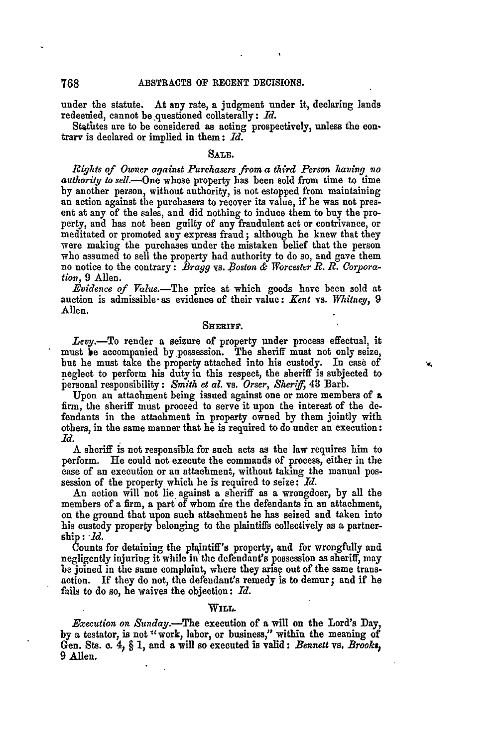under the statute. At any rate, a judgment under it, declaring lands redeemed, cannot be questioned collaterally: *Id.*

Statutes are to be considered as acting prospectively, unless the contrary is declared or implied in them: *Id.*

## SALE.

*Rights of Owner against Purchasers from a third Person having no authority to sell.*—One whose property has been sold from time to time by another person, without authority, is not estopped from maintaining an action against the purchasers to recover its value, if he was not present at any of the sales, and did nothing to induce them to buy the property, and has not been guilty of any fraudulent act or contrivance, or meditated or promoted any express fraud; although he knew that they were making the purchases under the mistaken belief that the person who assumed to sell the property had authority to do so, and gave them no notice to the contrary: *Bragg* vs. *Boston & Worcester R. R. Corporation*, 9 Allen.

*Evidence of Value.*—The price at which goods have been sold at auction is admissible as evidence of their value: *Kent* vs. *Whitney*, 9 Allen.

## SHERIFF.

*Levy.*—To render a seizure of property under process effectual, it must be accompanied by possession. The sheriff must not only seize, but he must take the property attached into his custody. In case of neglect to perform his duty in this respect, the sheriff is subjected to personal responsibility: *Smith et al.* vs. *Orser, Sheriff*, 43 Barb.

Upon an attachment being issued against one or more members of a firm, the sheriff must proceed to serve it upon the interest of the defendants in the attachment in property owned by them jointly with others, in the same manner that he is required to do under an execution: *Id.*

A sheriff is not responsible for such acts as the law requires him to perform. He could not execute the commands of process, either in the case of an execution or an attachment, without taking the manual possession of the property which he is required to seize: *Id.*

An action will not lie against a sheriff as a wrongdoer, by all the members of a firm, a part of whom are the defendants in an attachment, on the ground that upon such attachment he has seized and taken into his custody property belonging to the plaintiffs collectively as a partnership: *Id.*

Counts for detaining the plaintiff's property, and for wrongfully and negligently injuring it while in the defendant's possession as sheriff, may be joined in the same complaint, where they arise out of the same transaction. If they do not, the defendant's remedy is to demur; and if he fails to do so, he waives the objection: *Id.*

## WILL.

*Execution on Sunday.*—The execution of a will on the Lord's Day, by a testator, is not "work, labor, or business," within the meaning of Gen. Sts. c. 4, § 1, and a will so executed is valid: *Bennett* vs. *Brooks*, 9 Allen.